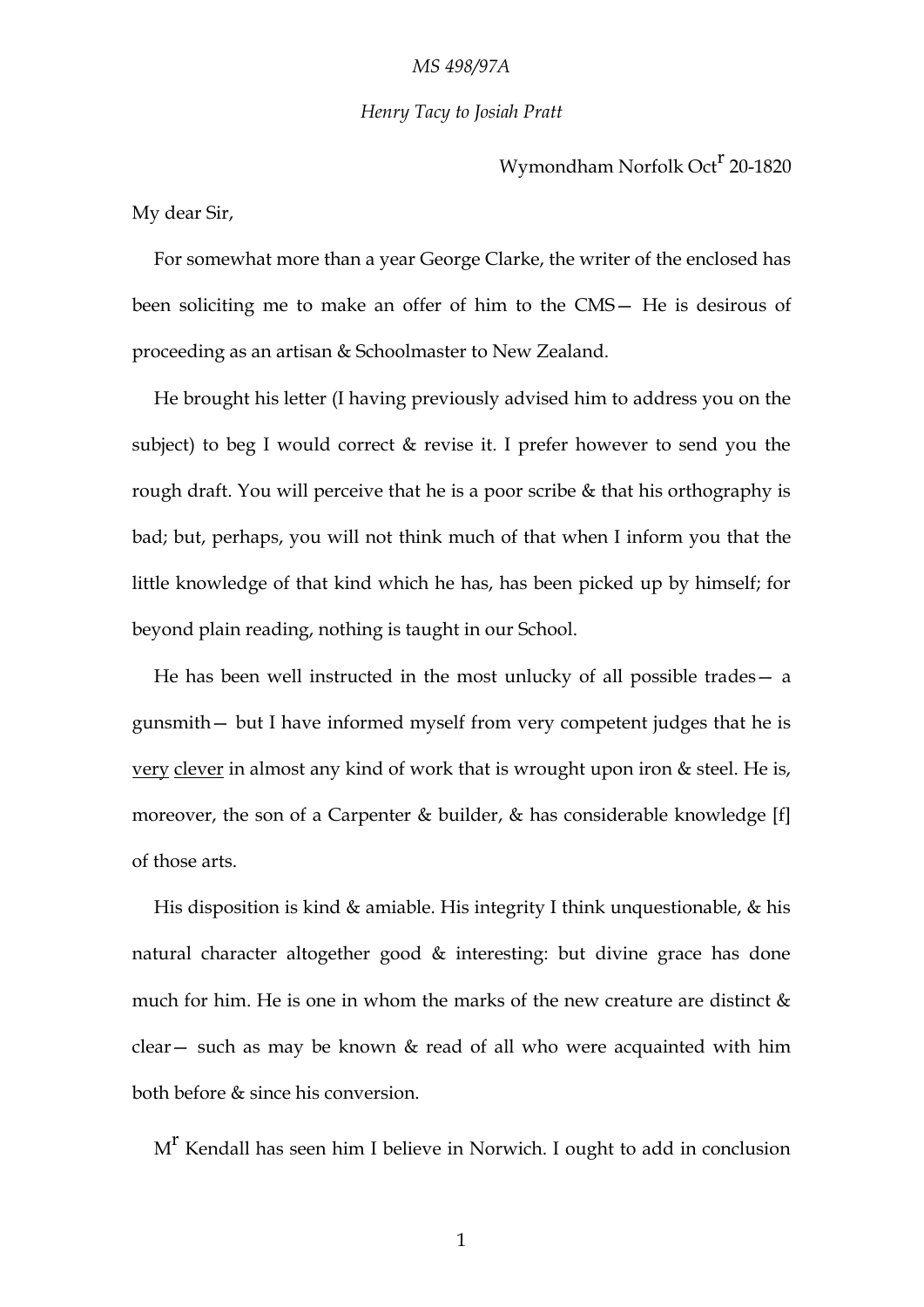*MS 498/97A*

*Henry Tacy to Josiah Pratt*

Wymondham Norfolk Oct$^{r}$ 20-1820

My dear Sir,

For somewhat more than a year George Clarke, the writer of the enclosed has been soliciting me to make an offer of him to the CMS— He is desirous of proceeding as an artisan & Schoolmaster to New Zealand.

He brought his letter (I having previously advised him to address you on the subject) to beg I would correct & revise it. I prefer however to send you the rough draft. You will perceive that he is a poor scribe & that his orthography is bad; but, perhaps, you will not think much of that when I inform you that the little knowledge of that kind which he has, has been picked up by himself; for beyond plain reading, nothing is taught in our School.

He has been well instructed in the most unlucky of all possible trades— a gunsmith— but I have informed myself from very competent judges that he is <u>very</u> <u>clever</u> in almost any kind of work that is wrought upon iron & steel. He is, moreover, the son of a Carpenter & builder, & has considerable knowledge [f] of those arts.

His disposition is kind & amiable. His integrity I think unquestionable, & his natural character altogether good & interesting: but divine grace has done much for him. He is one in whom the marks of the new creature are distinct & clear— such as may be known & read of all who were acquainted with him both before & since his conversion.

M$^{r}$ Kendall has seen him I believe in Norwich. I ought to add in conclusion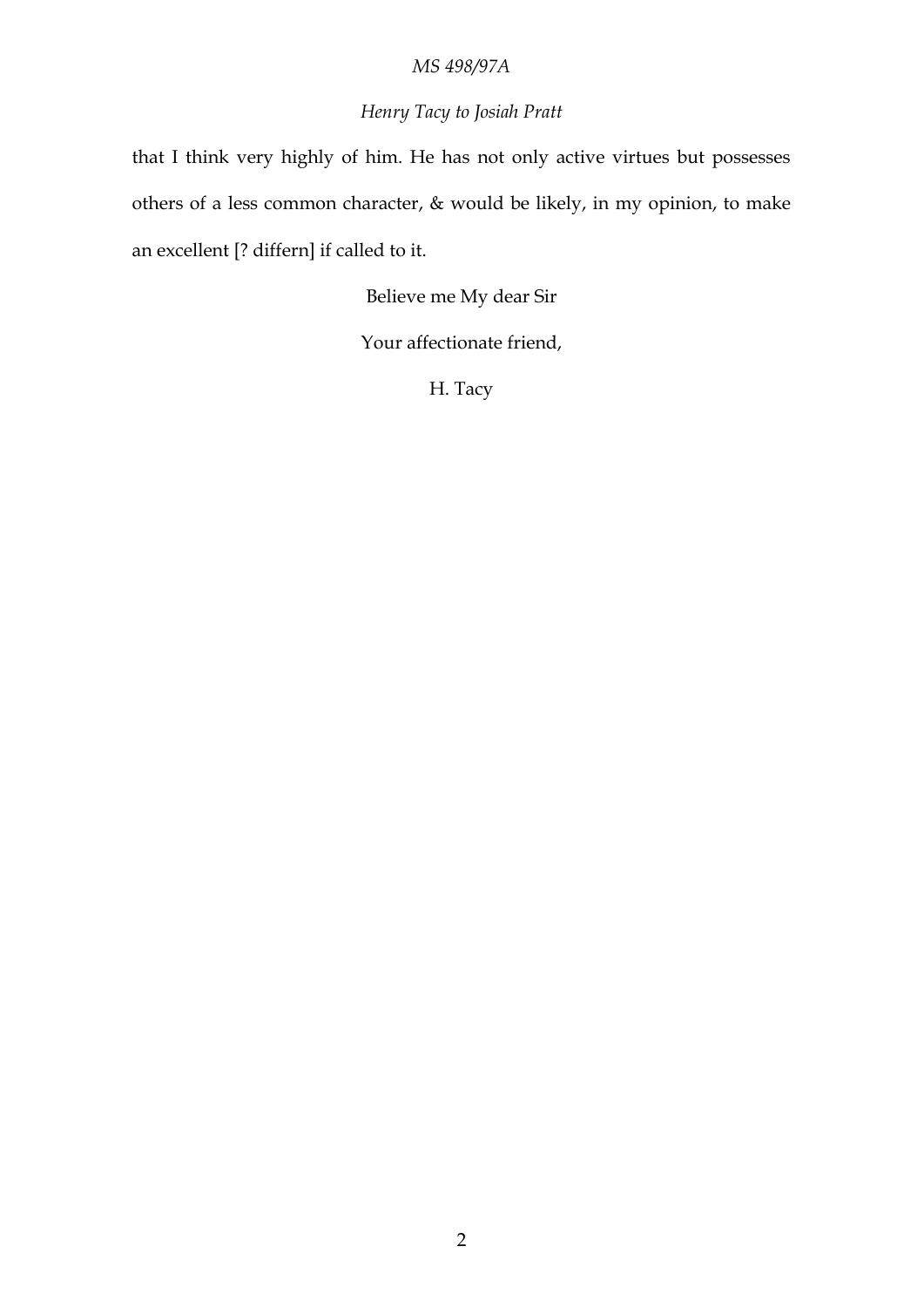that I think very highly of him. He has not only active virtues but possesses others of a less common character, & would be likely, in my opinion, to make an excellent [? differn] if called to it.

Believe me My dear Sir

Your affectionate friend,

H. Tacy